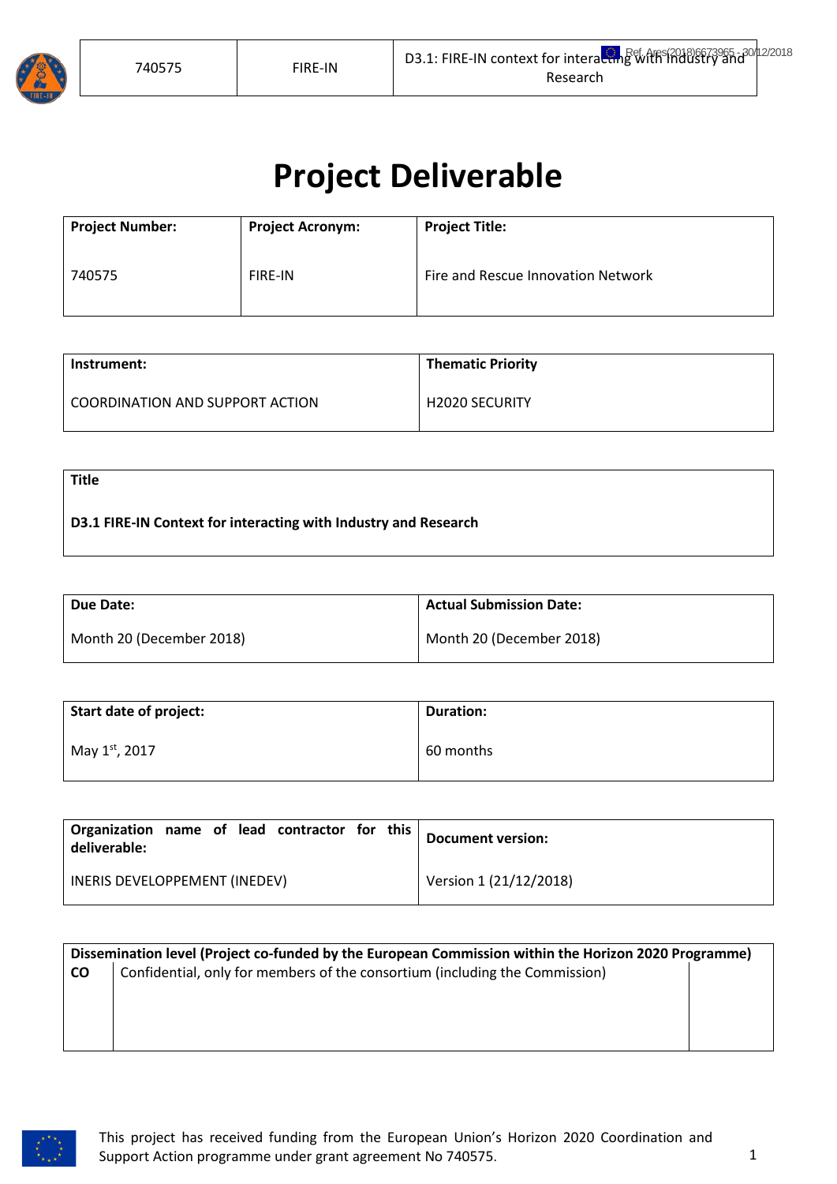# Project Deliverable

| Project Number: | Project Acronym: | Project Title: |
|---|---|---|
| 740575 | FIRE-IN | Fire and Rescue Innovation Network |

| Instrument: | Thematic Priority |
|---|---|
| COORDINATION AND SUPPORT ACTION | H2020 SECURITY |

| Title |
|---|
| **D3.1 FIRE-IN Context for interacting with Industry and Research** |

| Due Date: | Actual Submission Date: |
|---|---|
| Month 20 (December 2018) | Month 20 (December 2018) |

| Start date of project: | Duration: |
|---|---|
| May 1st, 2017 | 60 months |

| Organization name of lead contractor for this deliverable: | Document version: |
|---|---|
| INERIS DEVELOPPEMENT (INEDEV) | Version 1 (21/12/2018) |

| Dissemination level (Project co-funded by the European Commission within the Horizon 2020 Programme) | | |
|---|---|---|
| CO | Confidential, only for members of the consortium (including the Commission) | |

This project has received funding from the European Union's Horizon 2020 Coordination and Support Action programme under grant agreement No 740575.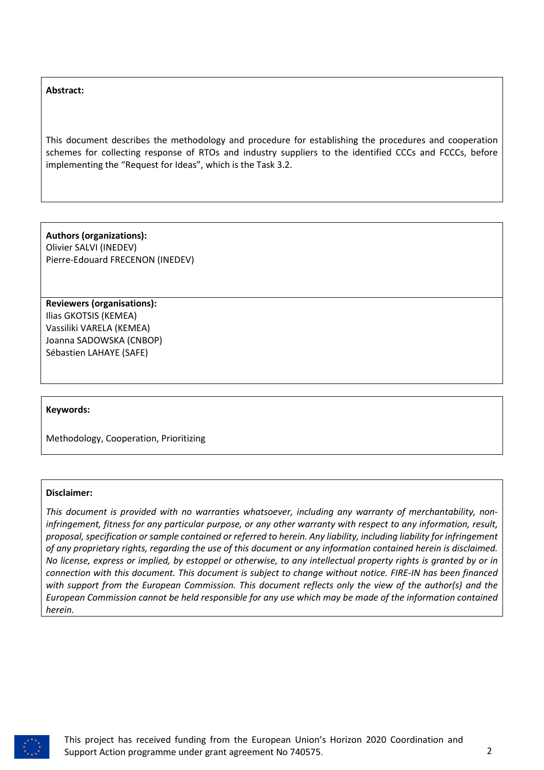**Abstract:**

This document describes the methodology and procedure for establishing the procedures and cooperation schemes for collecting response of RTOs and industry suppliers to the identified CCCs and FCCCs, before implementing the "Request for Ideas", which is the Task 3.2.

**Authors (organizations):**
Olivier SALVI (INEDEV)
Pierre-Edouard FRECENON (INEDEV)

**Reviewers (organisations):**
Ilias GKOTSIS (KEMEA)
Vassiliki VARELA (KEMEA)
Joanna SADOWSKA (CNBOP)
Sébastien LAHAYE (SAFE)

**Keywords:**

Methodology, Cooperation, Prioritizing

**Disclaimer:**

*This document is provided with no warranties whatsoever, including any warranty of merchantability, non-infringement, fitness for any particular purpose, or any other warranty with respect to any information, result, proposal, specification or sample contained or referred to herein. Any liability, including liability for infringement of any proprietary rights, regarding the use of this document or any information contained herein is disclaimed. No license, express or implied, by estoppel or otherwise, to any intellectual property rights is granted by or in connection with this document. This document is subject to change without notice. FIRE-IN has been financed with support from the European Commission. This document reflects only the view of the author(s) and the European Commission cannot be held responsible for any use which may be made of the information contained herein.*

This project has received funding from the European Union's Horizon 2020 Coordination and Support Action programme under grant agreement No 740575.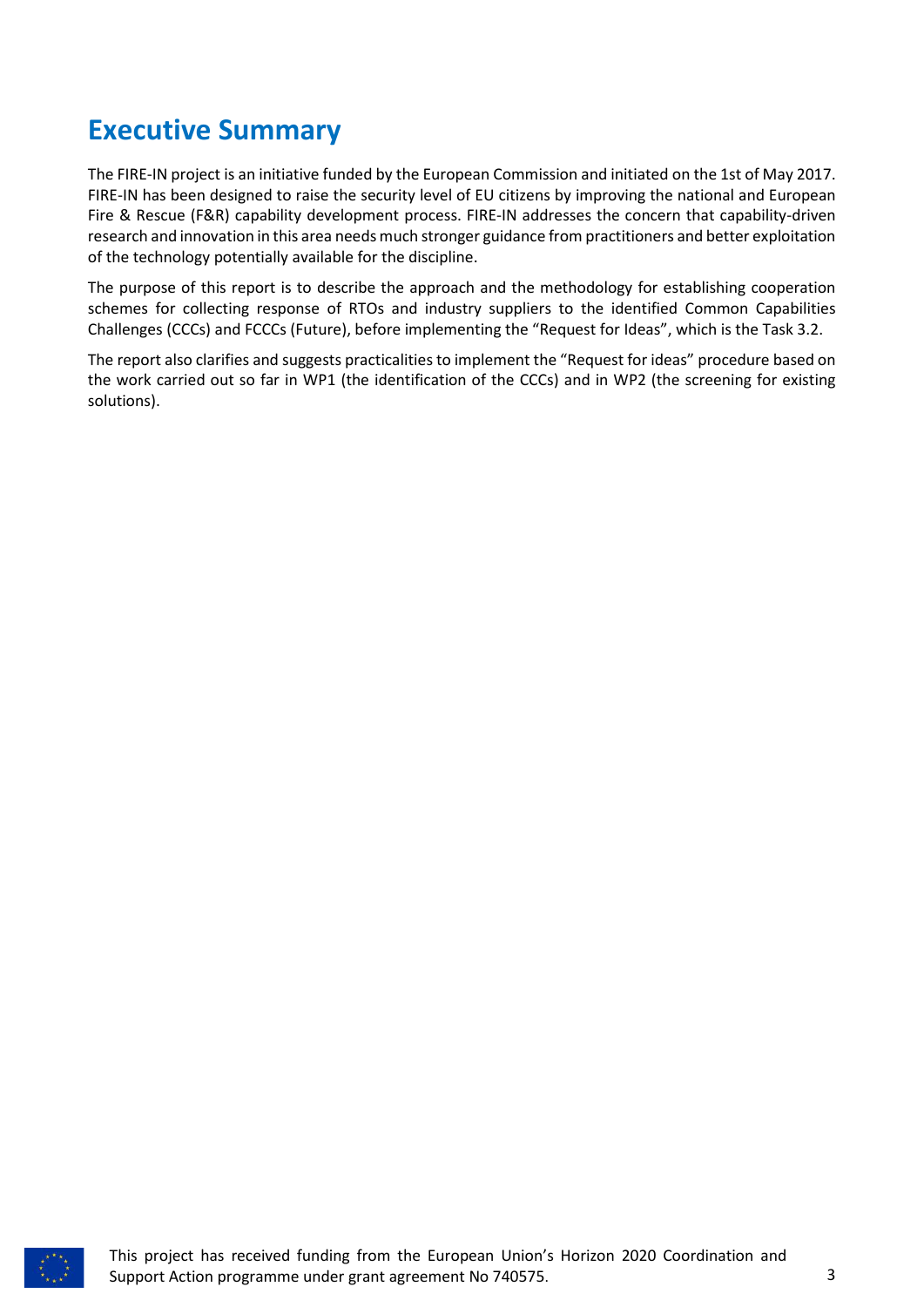# Executive Summary

The FIRE-IN project is an initiative funded by the European Commission and initiated on the 1st of May 2017. FIRE-IN has been designed to raise the security level of EU citizens by improving the national and European Fire & Rescue (F&R) capability development process. FIRE-IN addresses the concern that capability-driven research and innovation in this area needs much stronger guidance from practitioners and better exploitation of the technology potentially available for the discipline.

The purpose of this report is to describe the approach and the methodology for establishing cooperation schemes for collecting response of RTOs and industry suppliers to the identified Common Capabilities Challenges (CCCs) and FCCCs (Future), before implementing the "Request for Ideas", which is the Task 3.2.

The report also clarifies and suggests practicalities to implement the "Request for ideas" procedure based on the work carried out so far in WP1 (the identification of the CCCs) and in WP2 (the screening for existing solutions).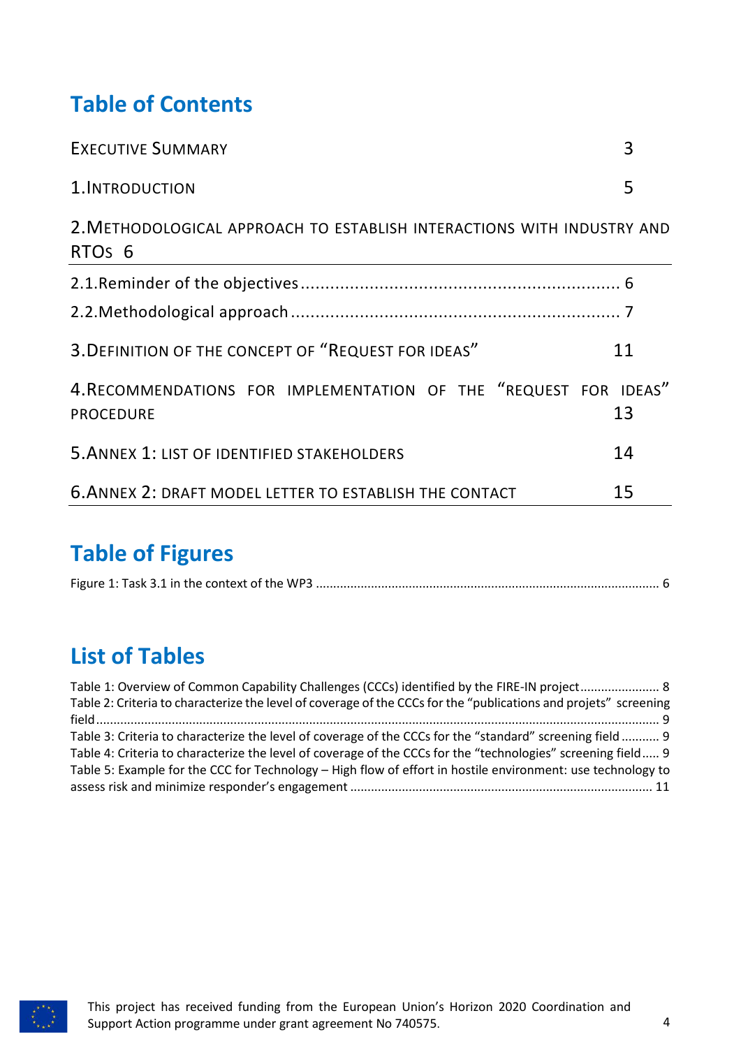# Table of Contents

EXECUTIVE SUMMARY 3

1.INTRODUCTION 5

2.METHODOLOGICAL APPROACH TO ESTABLISH INTERACTIONS WITH INDUSTRY AND RTOS 6

2.1.Reminder of the objectives 6

2.2.Methodological approach 7

3.DEFINITION OF THE CONCEPT OF "REQUEST FOR IDEAS" 11

4.RECOMMENDATIONS FOR IMPLEMENTATION OF THE "REQUEST FOR IDEAS" PROCEDURE 13

5.ANNEX 1: LIST OF IDENTIFIED STAKEHOLDERS 14

6.ANNEX 2: DRAFT MODEL LETTER TO ESTABLISH THE CONTACT 15

# Table of Figures

Figure 1: Task 3.1 in the context of the WP3 6

# List of Tables

Table 1: Overview of Common Capability Challenges (CCCs) identified by the FIRE-IN project 8

Table 2: Criteria to characterize the level of coverage of the CCCs for the "publications and projets" screening field 9

Table 3: Criteria to characterize the level of coverage of the CCCs for the "standard" screening field 9

Table 4: Criteria to characterize the level of coverage of the CCCs for the "technologies" screening field 9

Table 5: Example for the CCC for Technology – High flow of effort in hostile environment: use technology to assess risk and minimize responder's engagement 11

This project has received funding from the European Union's Horizon 2020 Coordination and Support Action programme under grant agreement No 740575.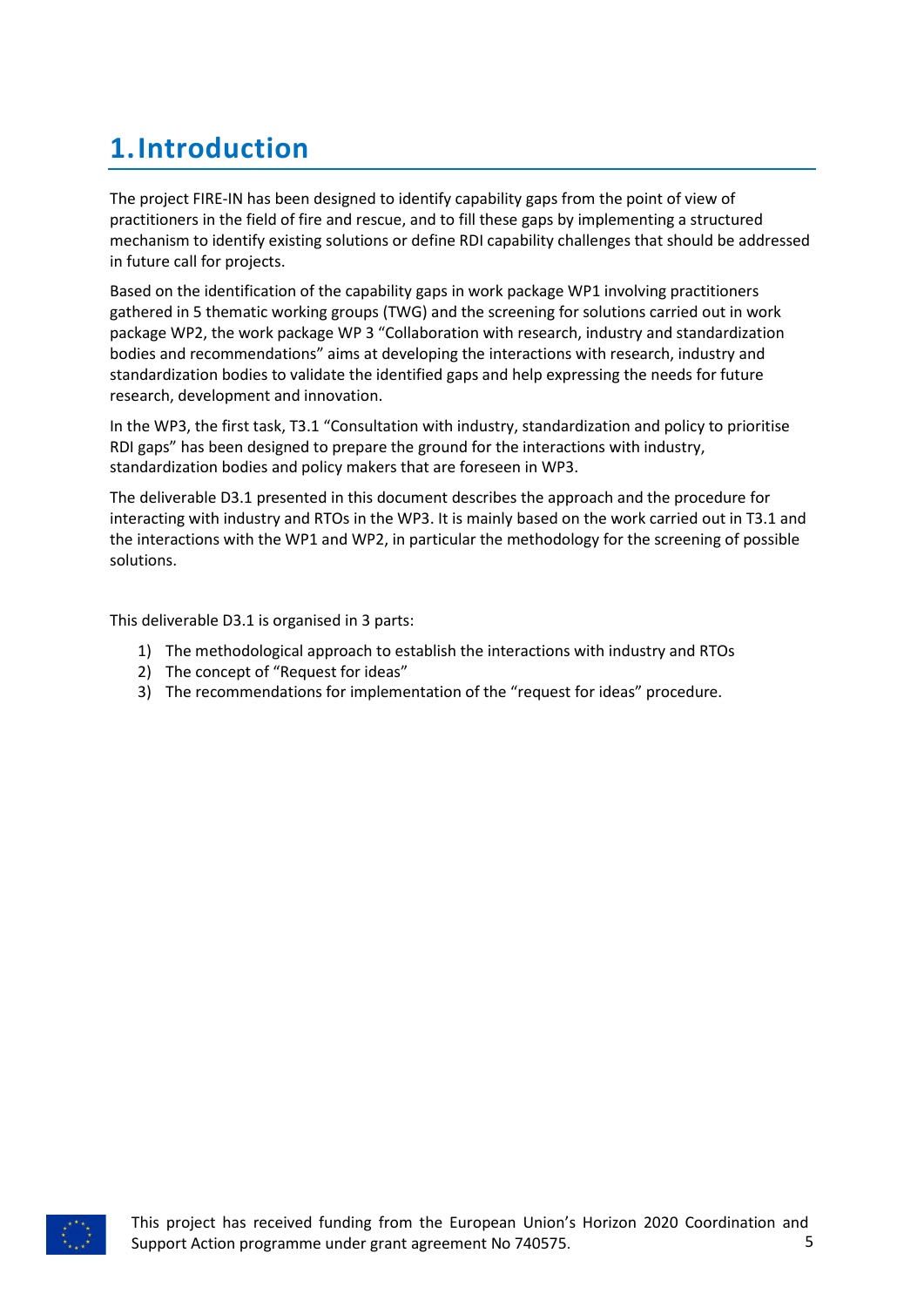# 1. Introduction

The project FIRE-IN has been designed to identify capability gaps from the point of view of practitioners in the field of fire and rescue, and to fill these gaps by implementing a structured mechanism to identify existing solutions or define RDI capability challenges that should be addressed in future call for projects.

Based on the identification of the capability gaps in work package WP1 involving practitioners gathered in 5 thematic working groups (TWG) and the screening for solutions carried out in work package WP2, the work package WP 3 "Collaboration with research, industry and standardization bodies and recommendations" aims at developing the interactions with research, industry and standardization bodies to validate the identified gaps and help expressing the needs for future research, development and innovation.

In the WP3, the first task, T3.1 "Consultation with industry, standardization and policy to prioritise RDI gaps" has been designed to prepare the ground for the interactions with industry, standardization bodies and policy makers that are foreseen in WP3.

The deliverable D3.1 presented in this document describes the approach and the procedure for interacting with industry and RTOs in the WP3. It is mainly based on the work carried out in T3.1 and the interactions with the WP1 and WP2, in particular the methodology for the screening of possible solutions.

This deliverable D3.1 is organised in 3 parts:

1) The methodological approach to establish the interactions with industry and RTOs
2) The concept of "Request for ideas"
3) The recommendations for implementation of the "request for ideas" procedure.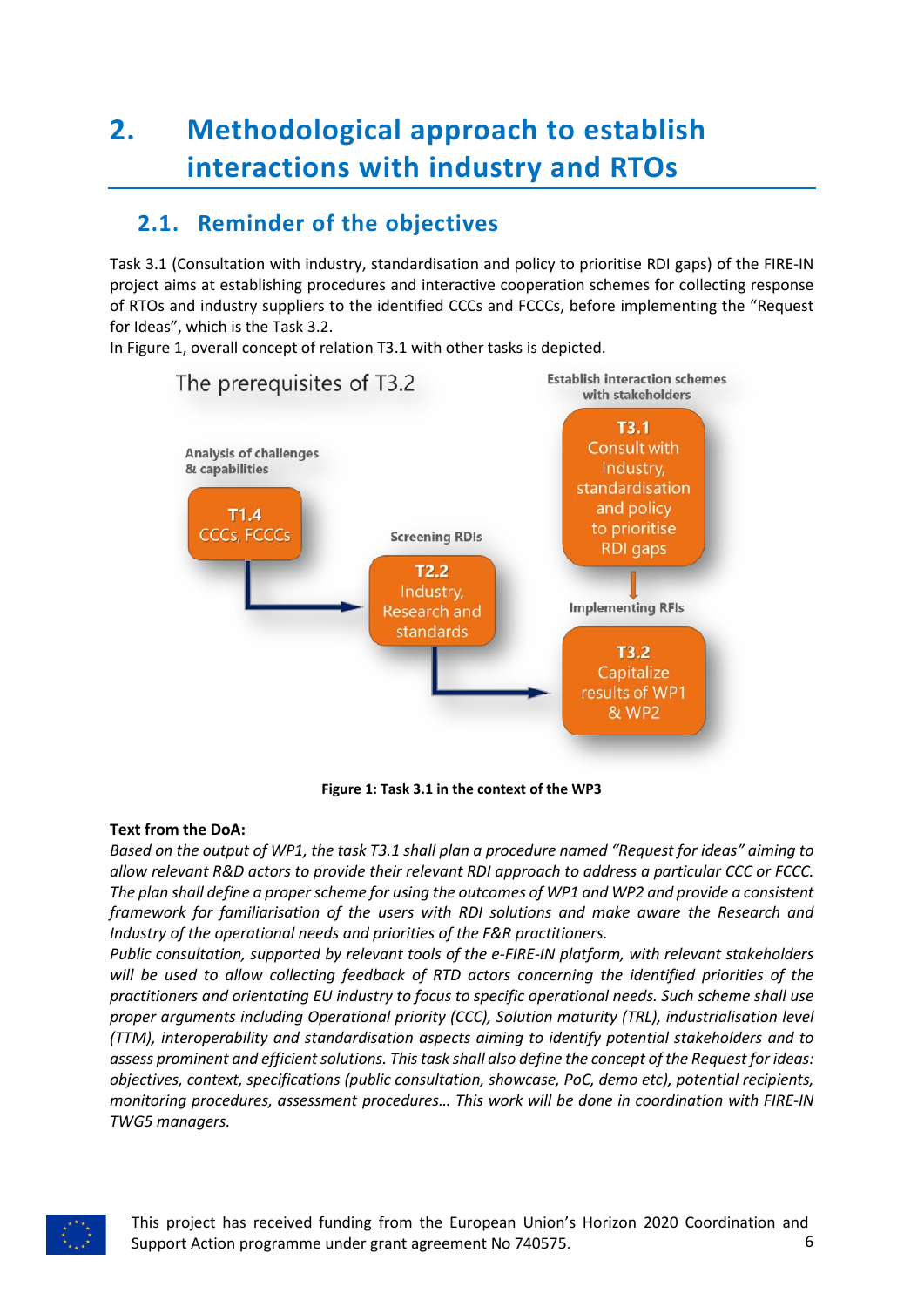# 2. Methodological approach to establish interactions with industry and RTOs

## 2.1. Reminder of the objectives

Task 3.1 (Consultation with industry, standardisation and policy to prioritise RDI gaps) of the FIRE-IN project aims at establishing procedures and interactive cooperation schemes for collecting response of RTOs and industry suppliers to the identified CCCs and FCCCs, before implementing the "Request for Ideas", which is the Task 3.2.

In Figure 1, overall concept of relation T3.1 with other tasks is depicted.

The prerequisites of T3.2

Analysis of challenges & capabilities — **T1.4** CCCs, FCCCs

Screening RDIs — **T2.2** Industry, Research and standards

Establish interaction schemes with stakeholders — **T3.1** Consult with Industry, standardisation and policy to prioritise RDI gaps

Implementing RFIs — **T3.2** Capitalize results of WP1 & WP2

**Figure 1: Task 3.1 in the context of the WP3**

**Text from the DoA:**

*Based on the output of WP1, the task T3.1 shall plan a procedure named "Request for ideas" aiming to allow relevant R&D actors to provide their relevant RDI approach to address a particular CCC or FCCC. The plan shall define a proper scheme for using the outcomes of WP1 and WP2 and provide a consistent framework for familiarisation of the users with RDI solutions and make aware the Research and Industry of the operational needs and priorities of the F&R practitioners.*

*Public consultation, supported by relevant tools of the e-FIRE-IN platform, with relevant stakeholders will be used to allow collecting feedback of RTD actors concerning the identified priorities of the practitioners and orientating EU industry to focus to specific operational needs. Such scheme shall use proper arguments including Operational priority (CCC), Solution maturity (TRL), industrialisation level (TTM), interoperability and standardisation aspects aiming to identify potential stakeholders and to assess prominent and efficient solutions. This task shall also define the concept of the Request for ideas: objectives, context, specifications (public consultation, showcase, PoC, demo etc), potential recipients, monitoring procedures, assessment procedures… This work will be done in coordination with FIRE-IN TWG5 managers.*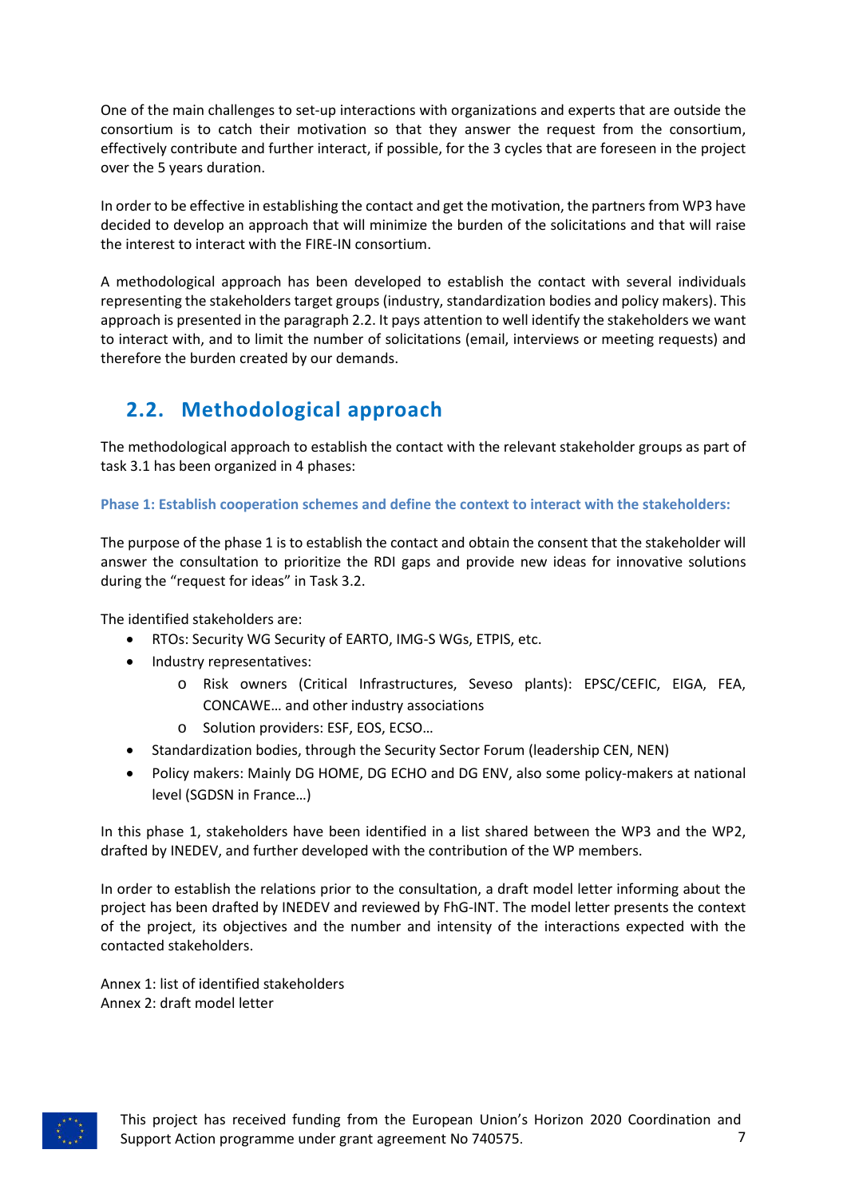One of the main challenges to set-up interactions with organizations and experts that are outside the consortium is to catch their motivation so that they answer the request from the consortium, effectively contribute and further interact, if possible, for the 3 cycles that are foreseen in the project over the 5 years duration.

In order to be effective in establishing the contact and get the motivation, the partners from WP3 have decided to develop an approach that will minimize the burden of the solicitations and that will raise the interest to interact with the FIRE-IN consortium.

A methodological approach has been developed to establish the contact with several individuals representing the stakeholders target groups (industry, standardization bodies and policy makers). This approach is presented in the paragraph 2.2. It pays attention to well identify the stakeholders we want to interact with, and to limit the number of solicitations (email, interviews or meeting requests) and therefore the burden created by our demands.

## 2.2. Methodological approach

The methodological approach to establish the contact with the relevant stakeholder groups as part of task 3.1 has been organized in 4 phases:

#### Phase 1: Establish cooperation schemes and define the context to interact with the stakeholders:

The purpose of the phase 1 is to establish the contact and obtain the consent that the stakeholder will answer the consultation to prioritize the RDI gaps and provide new ideas for innovative solutions during the “request for ideas” in Task 3.2.

The identified stakeholders are:

- RTOs: Security WG Security of EARTO, IMG-S WGs, ETPIS, etc.
- Industry representatives:
  - Risk owners (Critical Infrastructures, Seveso plants): EPSC/CEFIC, EIGA, FEA, CONCAWE… and other industry associations
  - Solution providers: ESF, EOS, ECSO…
- Standardization bodies, through the Security Sector Forum (leadership CEN, NEN)
- Policy makers: Mainly DG HOME, DG ECHO and DG ENV, also some policy-makers at national level (SGDSN in France…)

In this phase 1, stakeholders have been identified in a list shared between the WP3 and the WP2, drafted by INEDEV, and further developed with the contribution of the WP members.

In order to establish the relations prior to the consultation, a draft model letter informing about the project has been drafted by INEDEV and reviewed by FhG-INT. The model letter presents the context of the project, its objectives and the number and intensity of the interactions expected with the contacted stakeholders.

Annex 1: list of identified stakeholders
Annex 2: draft model letter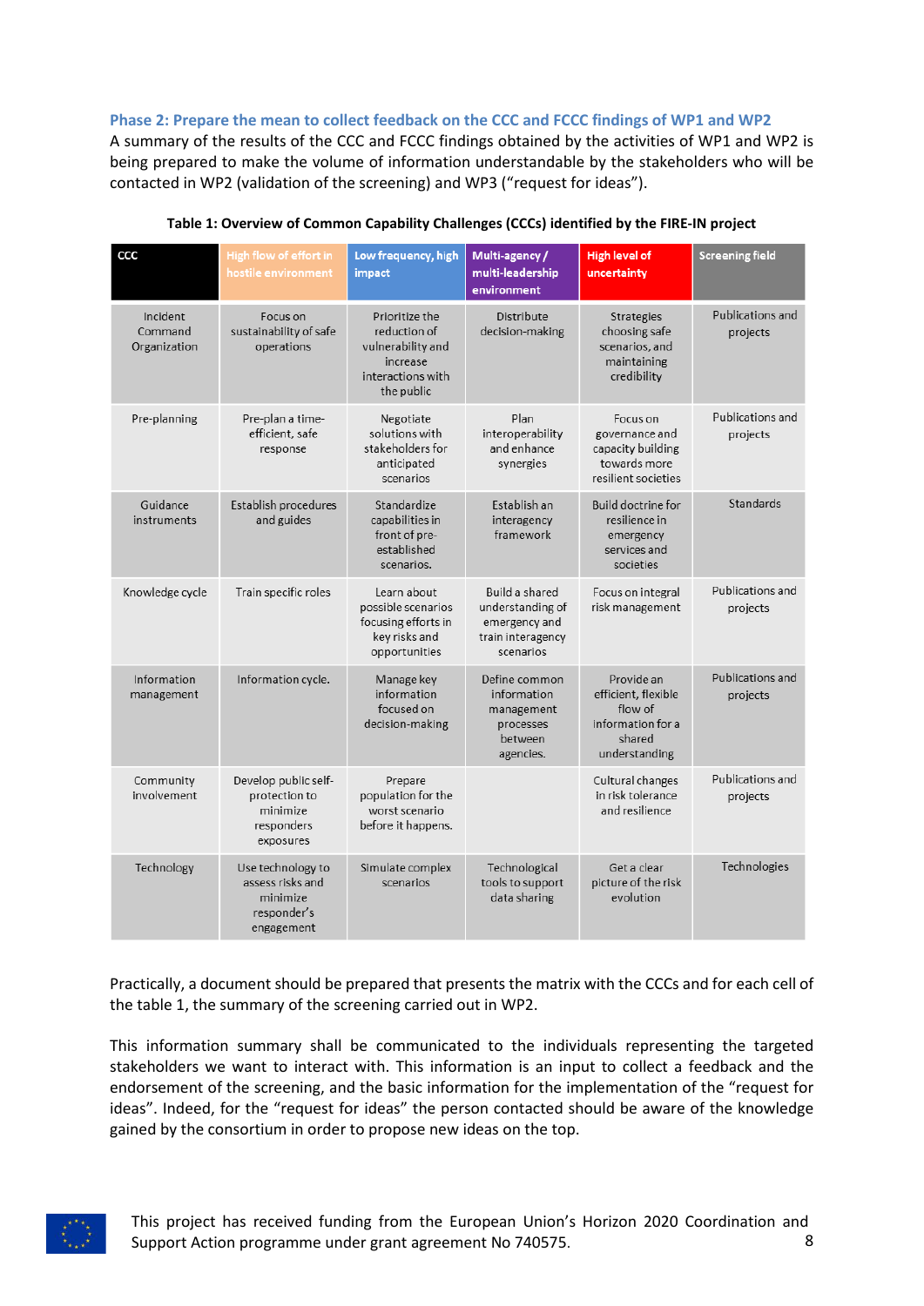### Phase 2: Prepare the mean to collect feedback on the CCC and FCCC findings of WP1 and WP2

A summary of the results of the CCC and FCCC findings obtained by the activities of WP1 and WP2 is being prepared to make the volume of information understandable by the stakeholders who will be contacted in WP2 (validation of the screening) and WP3 ("request for ideas").

**Table 1: Overview of Common Capability Challenges (CCCs) identified by the FIRE-IN project**

| CCC | High flow of effort in hostile environment | Low frequency, high impact | Multi-agency / multi-leadership environment | High level of uncertainty | Screening field |
|---|---|---|---|---|---|
| Incident Command Organization | Focus on sustainability of safe operations | Prioritize the reduction of vulnerability and increase interactions with the public | Distribute decision-making | Strategies choosing safe scenarios, and maintaining credibility | Publications and projects |
| Pre-planning | Pre-plan a time-efficient, safe response | Negotiate solutions with stakeholders for anticipated scenarios | Plan interoperability and enhance synergies | Focus on governance and capacity building towards more resilient societies | Publications and projects |
| Guidance instruments | Establish procedures and guides | Standardize capabilities in front of pre-established scenarios. | Establish an interagency framework | Build doctrine for resilience in emergency services and societies | Standards |
| Knowledge cycle | Train specific roles | Learn about possible scenarios focusing efforts in key risks and opportunities | Build a shared understanding of emergency and train interagency scenarios | Focus on integral risk management | Publications and projects |
| Information management | Information cycle. | Manage key information focused on decision-making | Define common information management processes between agencies. | Provide an efficient, flexible flow of information for a shared understanding | Publications and projects |
| Community involvement | Develop public self-protection to minimize responders exposures | Prepare population for the worst scenario before it happens. | | Cultural changes in risk tolerance and resilience | Publications and projects |
| Technology | Use technology to assess risks and minimize responder's engagement | Simulate complex scenarios | Technological tools to support data sharing | Get a clear picture of the risk evolution | Technologies |

Practically, a document should be prepared that presents the matrix with the CCCs and for each cell of the table 1, the summary of the screening carried out in WP2.

This information summary shall be communicated to the individuals representing the targeted stakeholders we want to interact with. This information is an input to collect a feedback and the endorsement of the screening, and the basic information for the implementation of the "request for ideas". Indeed, for the "request for ideas" the person contacted should be aware of the knowledge gained by the consortium in order to propose new ideas on the top.

This project has received funding from the European Union's Horizon 2020 Coordination and Support Action programme under grant agreement No 740575.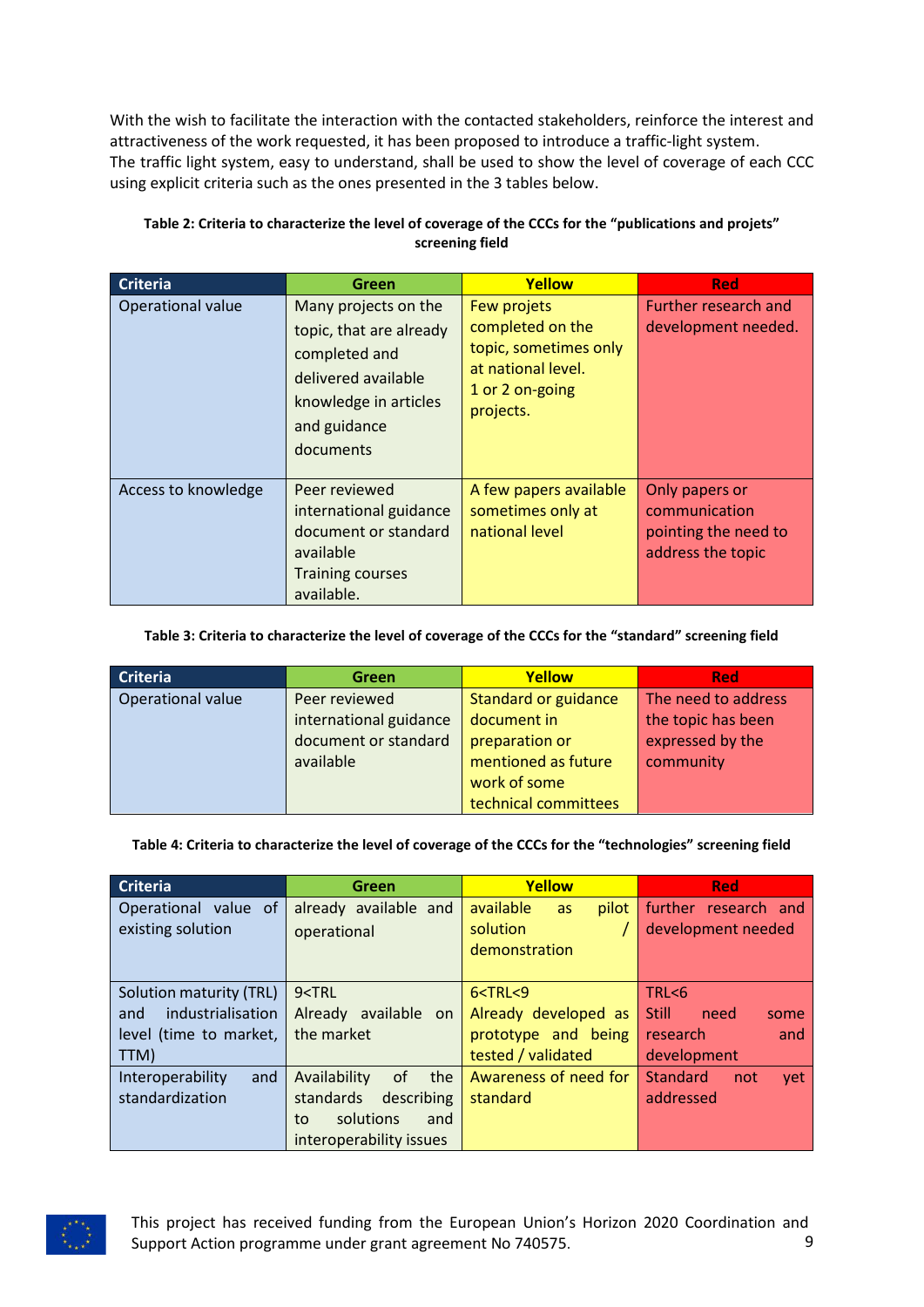With the wish to facilitate the interaction with the contacted stakeholders, reinforce the interest and attractiveness of the work requested, it has been proposed to introduce a traffic-light system.
The traffic light system, easy to understand, shall be used to show the level of coverage of each CCC using explicit criteria such as the ones presented in the 3 tables below.

**Table 2: Criteria to characterize the level of coverage of the CCCs for the "publications and projets" screening field**

| Criteria | Green | Yellow | Red |
|---|---|---|---|
| Operational value | Many projects on the topic, that are already completed and delivered available knowledge in articles and guidance documents | Few projets completed on the topic, sometimes only at national level. 1 or 2 on-going projects. | Further research and development needed. |
| Access to knowledge | Peer reviewed international guidance document or standard available Training courses available. | A few papers available sometimes only at national level | Only papers or communication pointing the need to address the topic |

**Table 3: Criteria to characterize the level of coverage of the CCCs for the "standard" screening field**

| Criteria | Green | Yellow | Red |
|---|---|---|---|
| Operational value | Peer reviewed international guidance document or standard available | Standard or guidance document in preparation or mentioned as future work of some technical committees | The need to address the topic has been expressed by the community |

**Table 4: Criteria to characterize the level of coverage of the CCCs for the "technologies" screening field**

| Criteria | Green | Yellow | Red |
|---|---|---|---|
| Operational value of existing solution | already available and operational | available as pilot solution / demonstration | further research and development needed |
| Solution maturity (TRL) and industrialisation level (time to market, TTM) | 9<TRL Already available on the market | 6<TRL<9 Already developed as prototype and being tested / validated | TRL<6 Still need some research and development |
| Interoperability and standardization | Availability of the standards describing to solutions and interoperability issues | Awareness of need for standard | Standard not yet addressed |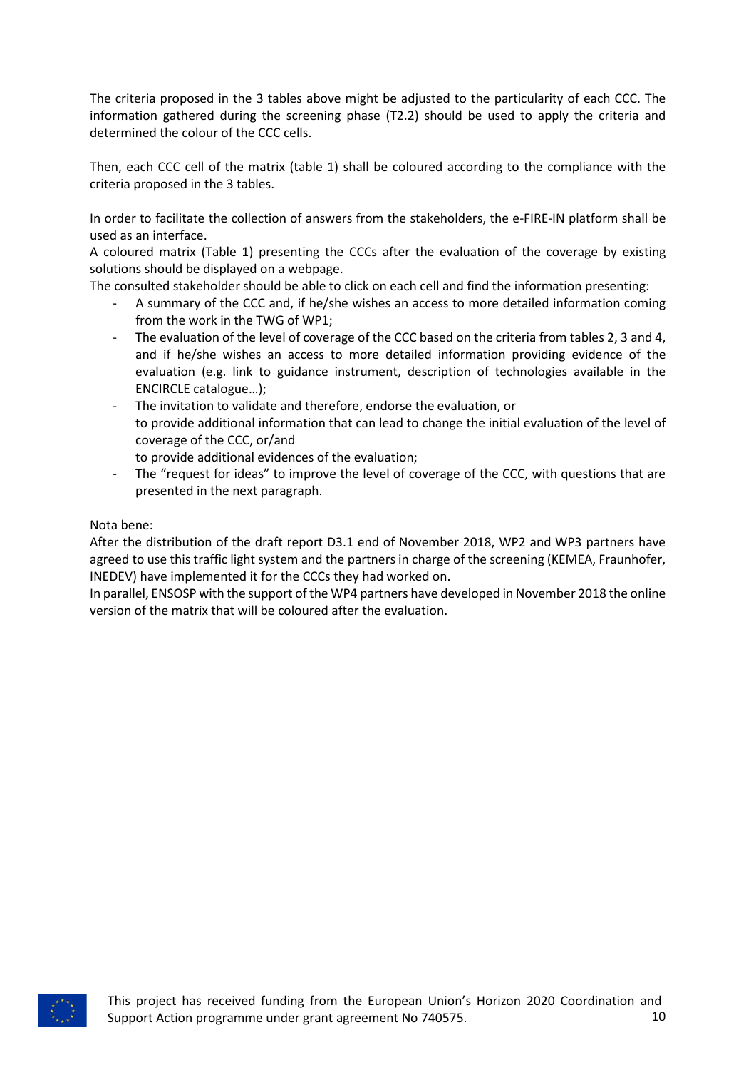The criteria proposed in the 3 tables above might be adjusted to the particularity of each CCC. The information gathered during the screening phase (T2.2) should be used to apply the criteria and determined the colour of the CCC cells.

Then, each CCC cell of the matrix (table 1) shall be coloured according to the compliance with the criteria proposed in the 3 tables.

In order to facilitate the collection of answers from the stakeholders, the e-FIRE-IN platform shall be used as an interface.

A coloured matrix (Table 1) presenting the CCCs after the evaluation of the coverage by existing solutions should be displayed on a webpage.

The consulted stakeholder should be able to click on each cell and find the information presenting:

- A summary of the CCC and, if he/she wishes an access to more detailed information coming from the work in the TWG of WP1;
- The evaluation of the level of coverage of the CCC based on the criteria from tables 2, 3 and 4, and if he/she wishes an access to more detailed information providing evidence of the evaluation (e.g. link to guidance instrument, description of technologies available in the ENCIRCLE catalogue…);
- The invitation to validate and therefore, endorse the evaluation, or
  to provide additional information that can lead to change the initial evaluation of the level of coverage of the CCC, or/and
  to provide additional evidences of the evaluation;
- The "request for ideas" to improve the level of coverage of the CCC, with questions that are presented in the next paragraph.

Nota bene:

After the distribution of the draft report D3.1 end of November 2018, WP2 and WP3 partners have agreed to use this traffic light system and the partners in charge of the screening (KEMEA, Fraunhofer, INEDEV) have implemented it for the CCCs they had worked on.

In parallel, ENSOSP with the support of the WP4 partners have developed in November 2018 the online version of the matrix that will be coloured after the evaluation.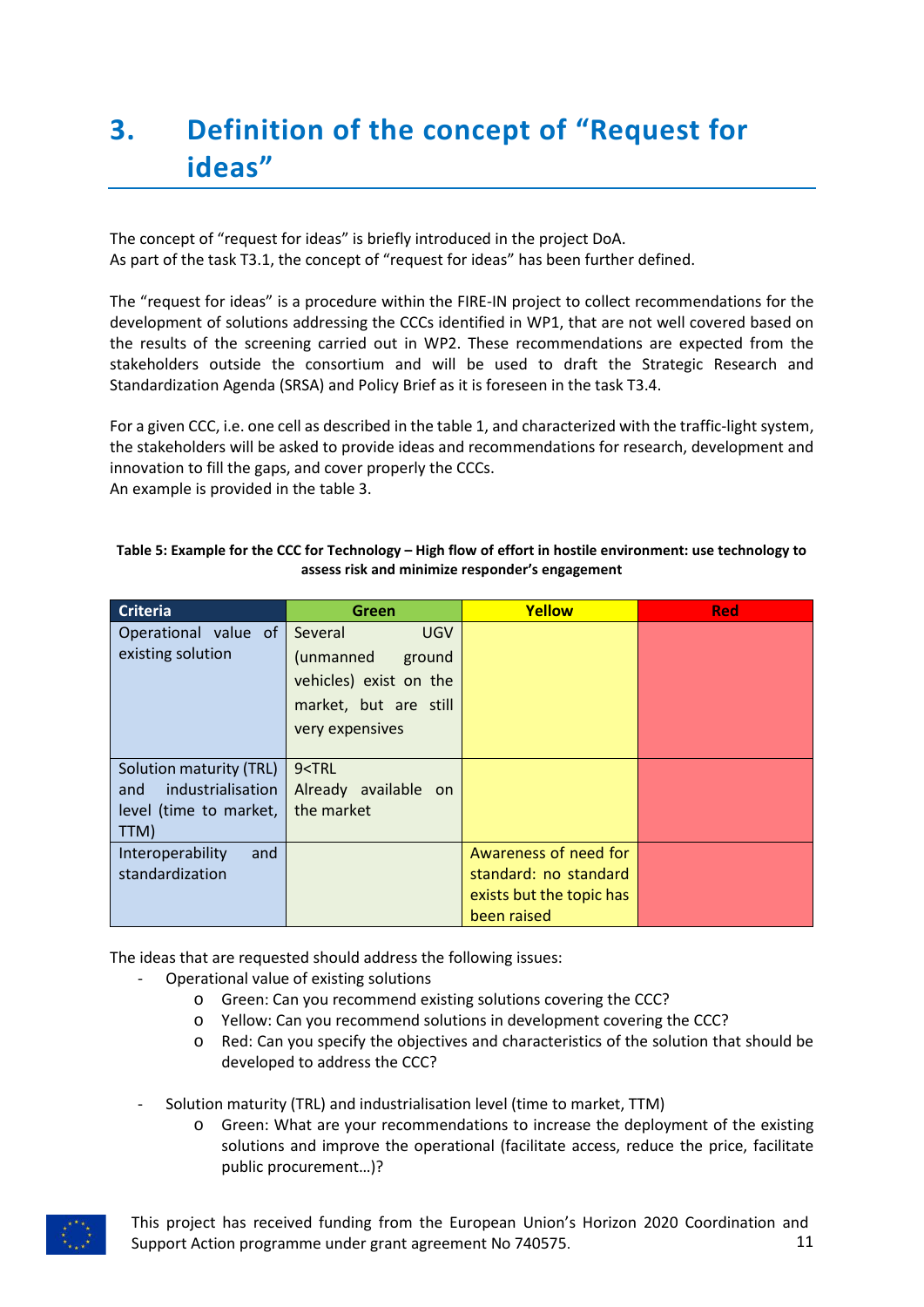# 3. Definition of the concept of "Request for ideas"

The concept of "request for ideas" is briefly introduced in the project DoA.
As part of the task T3.1, the concept of "request for ideas" has been further defined.

The "request for ideas" is a procedure within the FIRE-IN project to collect recommendations for the development of solutions addressing the CCCs identified in WP1, that are not well covered based on the results of the screening carried out in WP2. These recommendations are expected from the stakeholders outside the consortium and will be used to draft the Strategic Research and Standardization Agenda (SRSA) and Policy Brief as it is foreseen in the task T3.4.

For a given CCC, i.e. one cell as described in the table 1, and characterized with the traffic-light system, the stakeholders will be asked to provide ideas and recommendations for research, development and innovation to fill the gaps, and cover properly the CCCs.
An example is provided in the table 3.

**Table 5: Example for the CCC for Technology – High flow of effort in hostile environment: use technology to assess risk and minimize responder's engagement**

| Criteria | Green | Yellow | Red |
|---|---|---|---|
| Operational value of existing solution | Several UGV (unmanned ground vehicles) exist on the market, but are still very expensives | | |
| Solution maturity (TRL) and industrialisation level (time to market, TTM) | 9<TRL Already available on the market | | |
| Interoperability and standardization | | Awareness of need for standard: no standard exists but the topic has been raised | |

The ideas that are requested should address the following issues:

- Operational value of existing solutions
  - Green: Can you recommend existing solutions covering the CCC?
  - Yellow: Can you recommend solutions in development covering the CCC?
  - Red: Can you specify the objectives and characteristics of the solution that should be developed to address the CCC?

- Solution maturity (TRL) and industrialisation level (time to market, TTM)
  - Green: What are your recommendations to increase the deployment of the existing solutions and improve the operational (facilitate access, reduce the price, facilitate public procurement…)?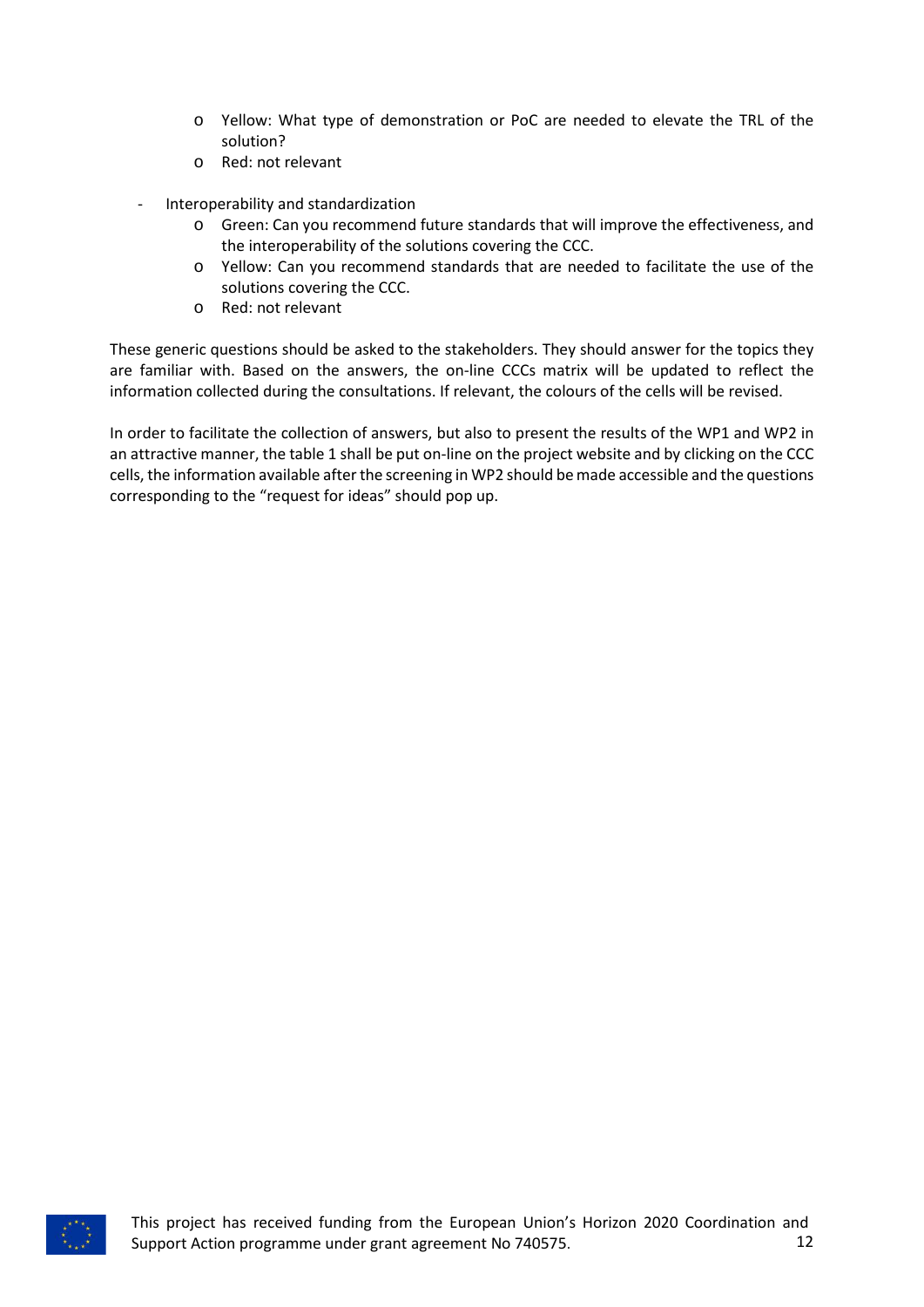- Yellow: What type of demonstration or PoC are needed to elevate the TRL of the solution?
  - Red: not relevant

- Interoperability and standardization
  - Green: Can you recommend future standards that will improve the effectiveness, and the interoperability of the solutions covering the CCC.
  - Yellow: Can you recommend standards that are needed to facilitate the use of the solutions covering the CCC.
  - Red: not relevant

These generic questions should be asked to the stakeholders. They should answer for the topics they are familiar with. Based on the answers, the on-line CCCs matrix will be updated to reflect the information collected during the consultations. If relevant, the colours of the cells will be revised.

In order to facilitate the collection of answers, but also to present the results of the WP1 and WP2 in an attractive manner, the table 1 shall be put on-line on the project website and by clicking on the CCC cells, the information available after the screening in WP2 should be made accessible and the questions corresponding to the "request for ideas" should pop up.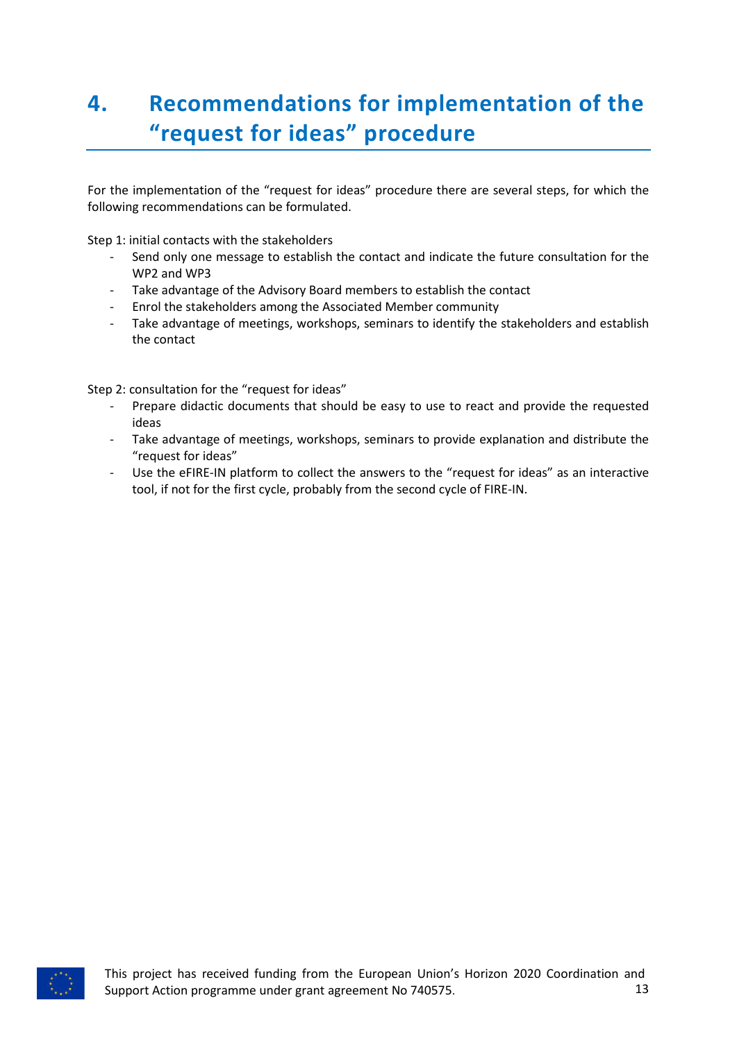# 4. Recommendations for implementation of the "request for ideas" procedure

For the implementation of the "request for ideas" procedure there are several steps, for which the following recommendations can be formulated.

Step 1: initial contacts with the stakeholders

- Send only one message to establish the contact and indicate the future consultation for the WP2 and WP3
- Take advantage of the Advisory Board members to establish the contact
- Enrol the stakeholders among the Associated Member community
- Take advantage of meetings, workshops, seminars to identify the stakeholders and establish the contact

Step 2: consultation for the "request for ideas"

- Prepare didactic documents that should be easy to use to react and provide the requested ideas
- Take advantage of meetings, workshops, seminars to provide explanation and distribute the "request for ideas"
- Use the eFIRE-IN platform to collect the answers to the "request for ideas" as an interactive tool, if not for the first cycle, probably from the second cycle of FIRE-IN.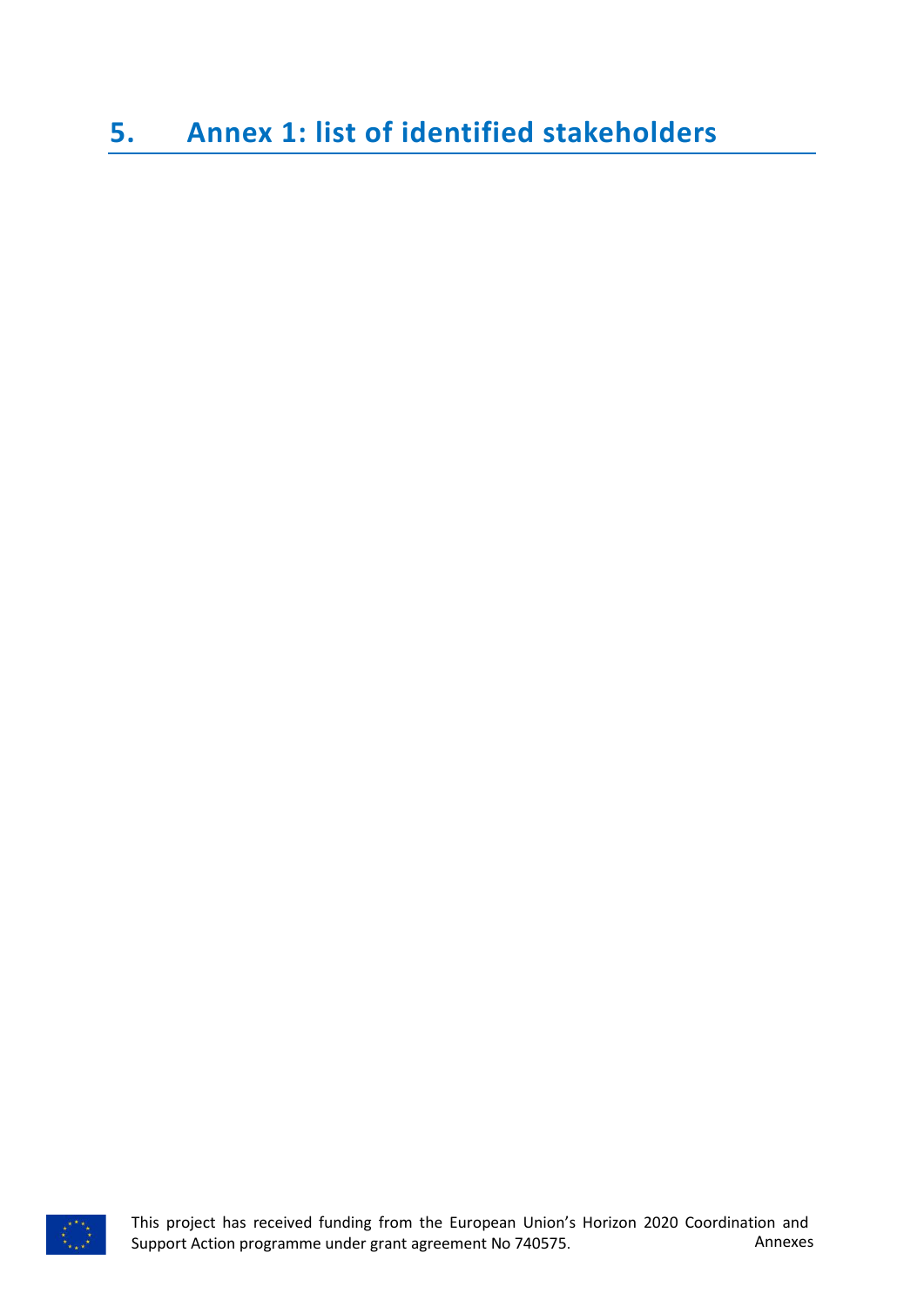# 5. Annex 1: list of identified stakeholders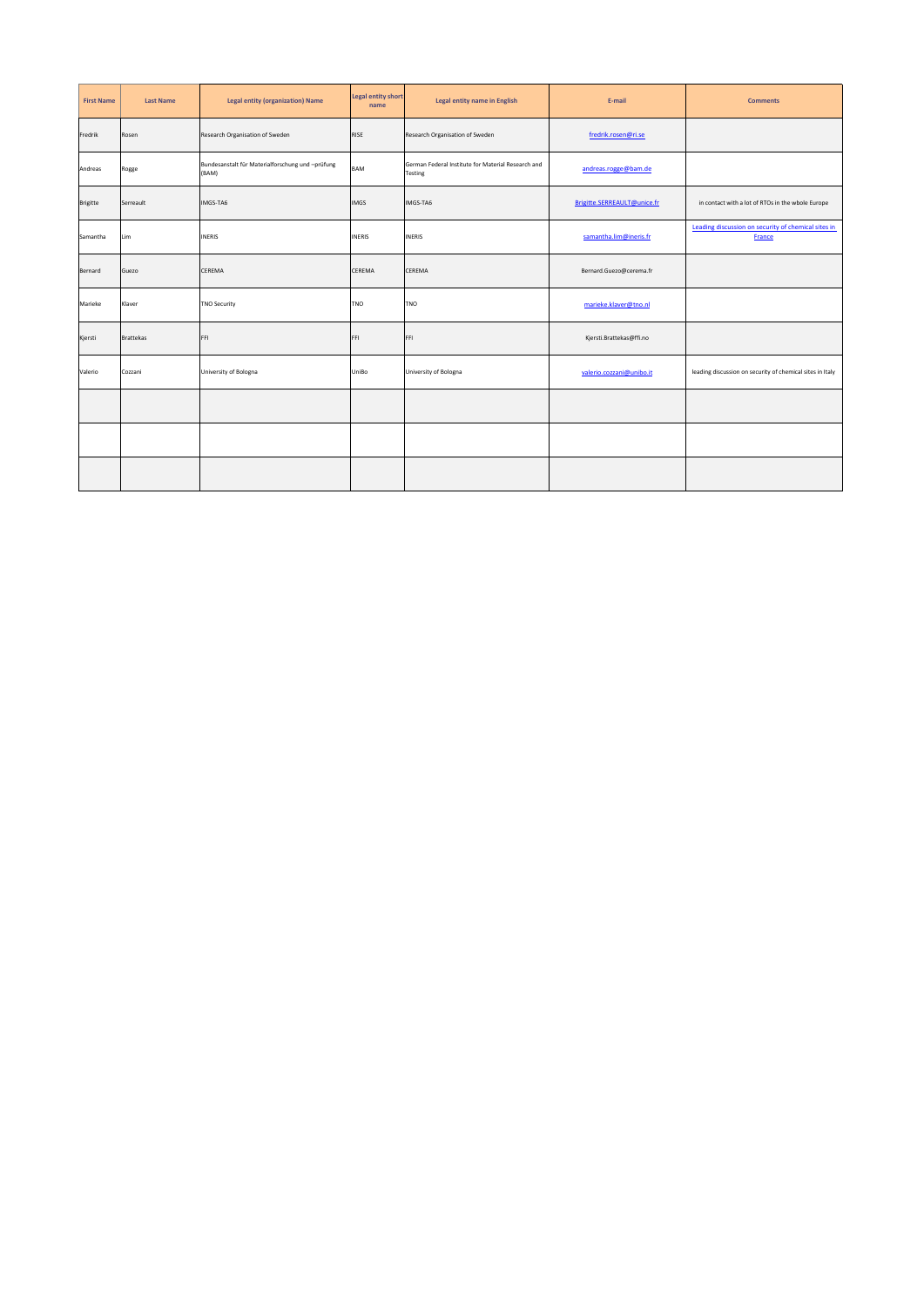| First Name | Last Name | Legal entity (organization) Name | Legal entity short name | Legal entity name in English | E-mail | Comments |
|---|---|---|---|---|---|---|
| Fredrik | Rosen | Research Organisation of Sweden | RISE | Research Organisation of Sweden | fredrik.rosen@ri.se | |
| Andreas | Rogge | Bundesanstalt für Materialforschung und –prüfung (BAM) | BAM | German Federal Institute for Material Research and Testing | andreas.rogge@bam.de | |
| Brigitte | Serreault | IMGS-TA6 | IMGS | IMGS-TA6 | Brigitte.SERREAULT@unice.fr | in contact with a lot of RTOs in the whole Europe |
| Samantha | Lim | INERIS | INERIS | INERIS | samantha.lim@ineris.fr | Leading discussion on security of chemical sites in France |
| Bernard | Guezo | CEREMA | CEREMA | CEREMA | Bernard.Guezo@cerema.fr | |
| Marieke | Klaver | TNO Security | TNO | TNO | marieke.klaver@tno.nl | |
| Kjersti | Brattekas | FFI | FFI | FFI | Kjersti.Brattekas@ffi.no | |
| Valerio | Cozzani | University of Bologna | UniBo | University of Bologna | valerio.cozzani@unibo.it | leading discussion on security of chemical sites in Italy |
| | | | | | | |
| | | | | | | |
| | | | | | | |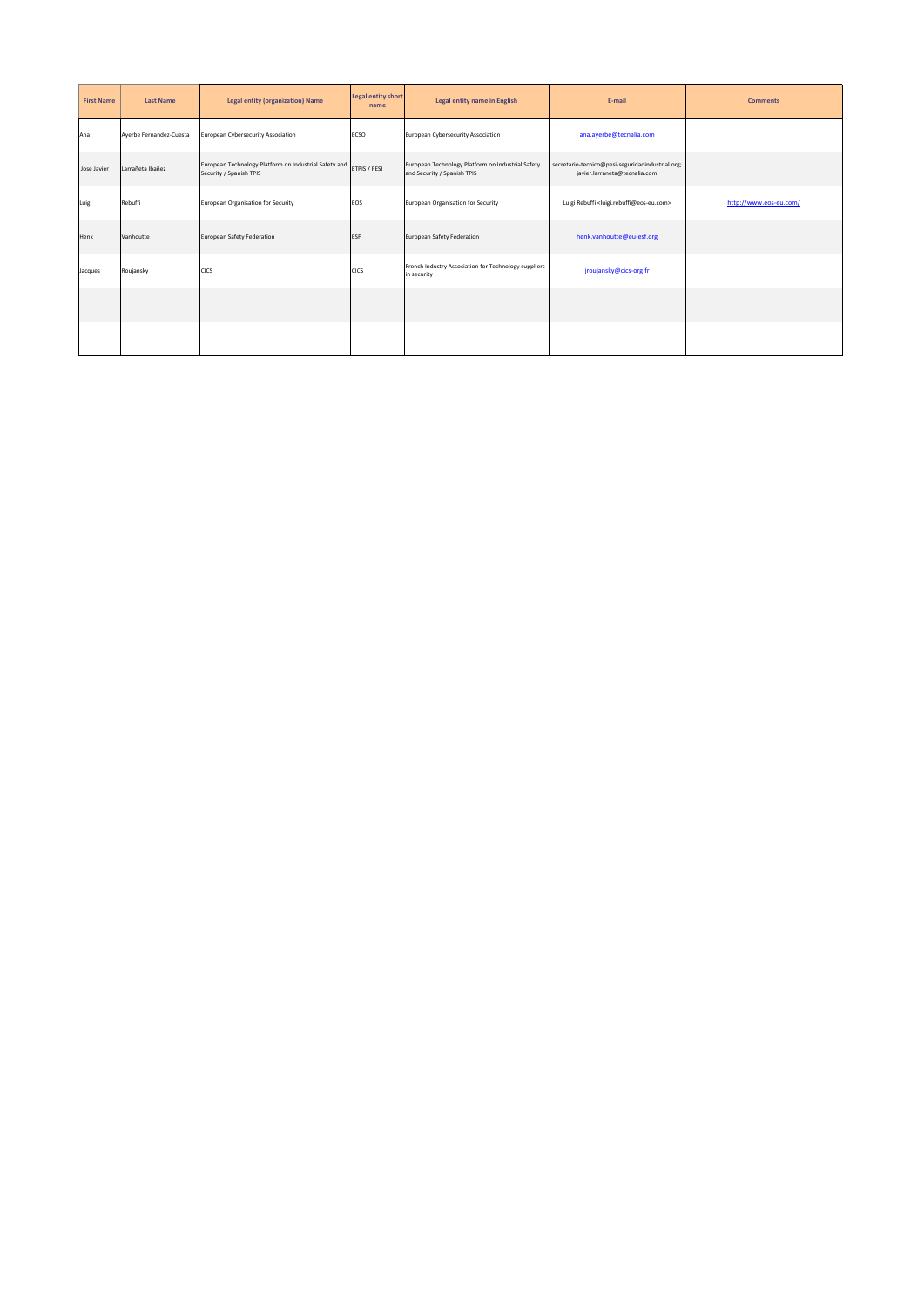| First Name | Last Name | Legal entity (organization) Name | Legal entity short name | Legal entity name in English | E-mail | Comments |
|---|---|---|---|---|---|---|
| Ana | Ayerbe Fernandez-Cuesta | European Cybersecurity Association | ECSO | European Cybersecurity Association | ana.ayerbe@tecnalia.com | |
| Jose Javier | Larrañeta Ibañez | European Technology Platform on Industrial Safety and Security / Spanish TPIS | ETPIS / PESI | European Technology Platform on Industrial Safety and Security / Spanish TPIS | secretario-tecnico@pesi-seguridadindustrial.org; javier.larraneta@tecnalia.com | |
| Luigi | Rebuffi | European Organisation for Security | EOS | European Organisation for Security | Luigi Rebuffi <luigi.rebuffi@eos-eu.com> | http://www.eos-eu.com/ |
| Henk | Vanhoutte | European Safety Federation | ESF | European Safety Federation | henk.vanhoutte@eu-esf.org | |
| Jacques | Roujansky | CICS | CICS | French Industry Association for Technology suppliers in security | jroujansky@cics-org.fr | |
| | | | | | | |
| | | | | | | |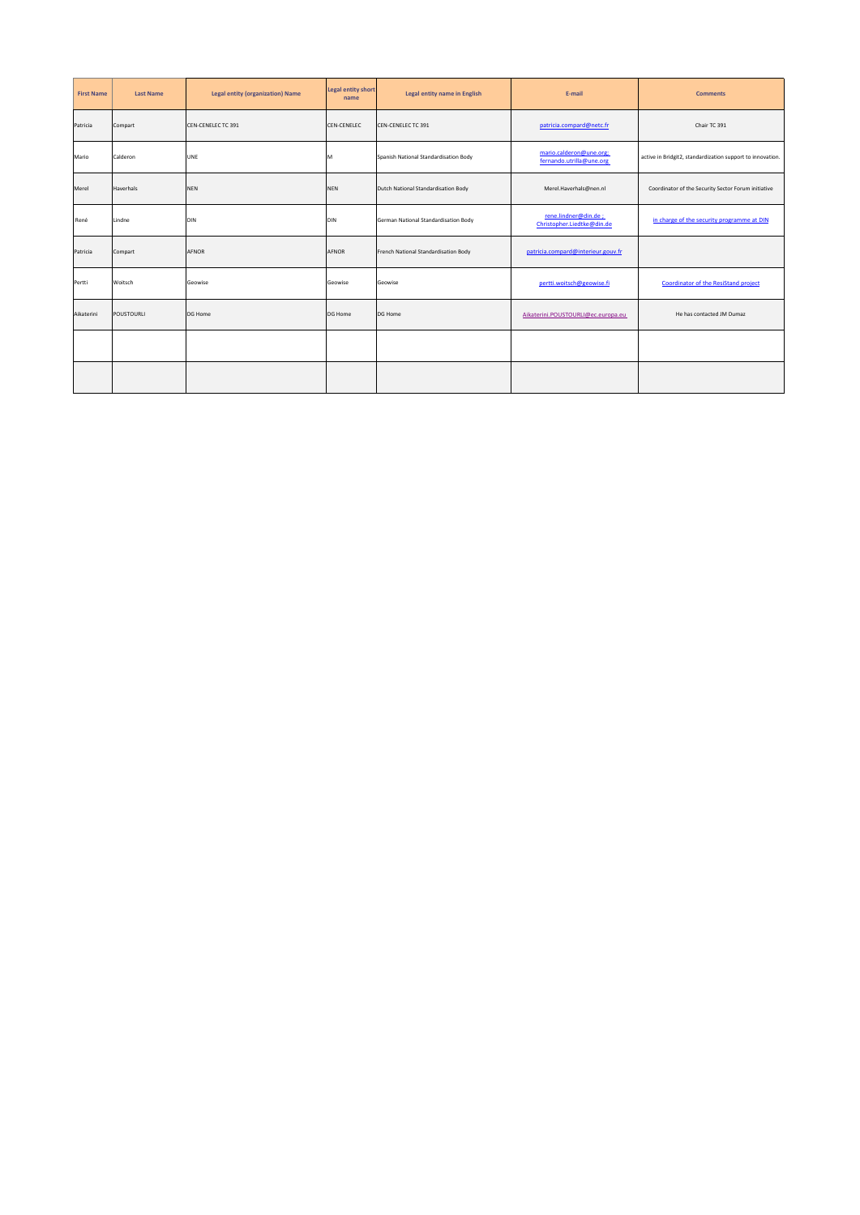| First Name | Last Name | Legal entity (organization) Name | Legal entity short name | Legal entity name in English | E-mail | Comments |
|---|---|---|---|---|---|---|
| Patricia | Compart | CEN-CENELEC TC 391 | CEN-CENELEC | CEN-CENELEC TC 391 | patricia.compard@netc.fr | Chair TC 391 |
| Mario | Calderon | UNE | M | Spanish National Standardisation Body | mario.calderon@une.org; fernando.utrilla@une.org | active in Bridgit2, standardization support to innovation. |
| Merel | Haverhals | NEN | NEN | Dutch National Standardisation Body | Merel.Haverhals@nen.nl | Coordinator of the Security Sector Forum initiative |
| René | Lindne | DIN | DIN | German National Standardisation Body | rene.lindner@din.de ; Christopher.Liedtke@din.de | in charge of the security programme at DIN |
| Patricia | Compart | AFNOR | AFNOR | French National Standardisation Body | patricia.compard@interieur.gouv.fr | |
| Pertti | Woitsch | Geowise | Geowise | Geowise | pertti.woitsch@geowise.fi | Coordinator of the ResiStand project |
| Aikaterini | POUSTOURLI | DG Home | DG Home | DG Home | Aikaterini.POUSTOURLI@ec.europa.eu | He has contacted JM Dumaz |
| | | | | | | |
| | | | | | | |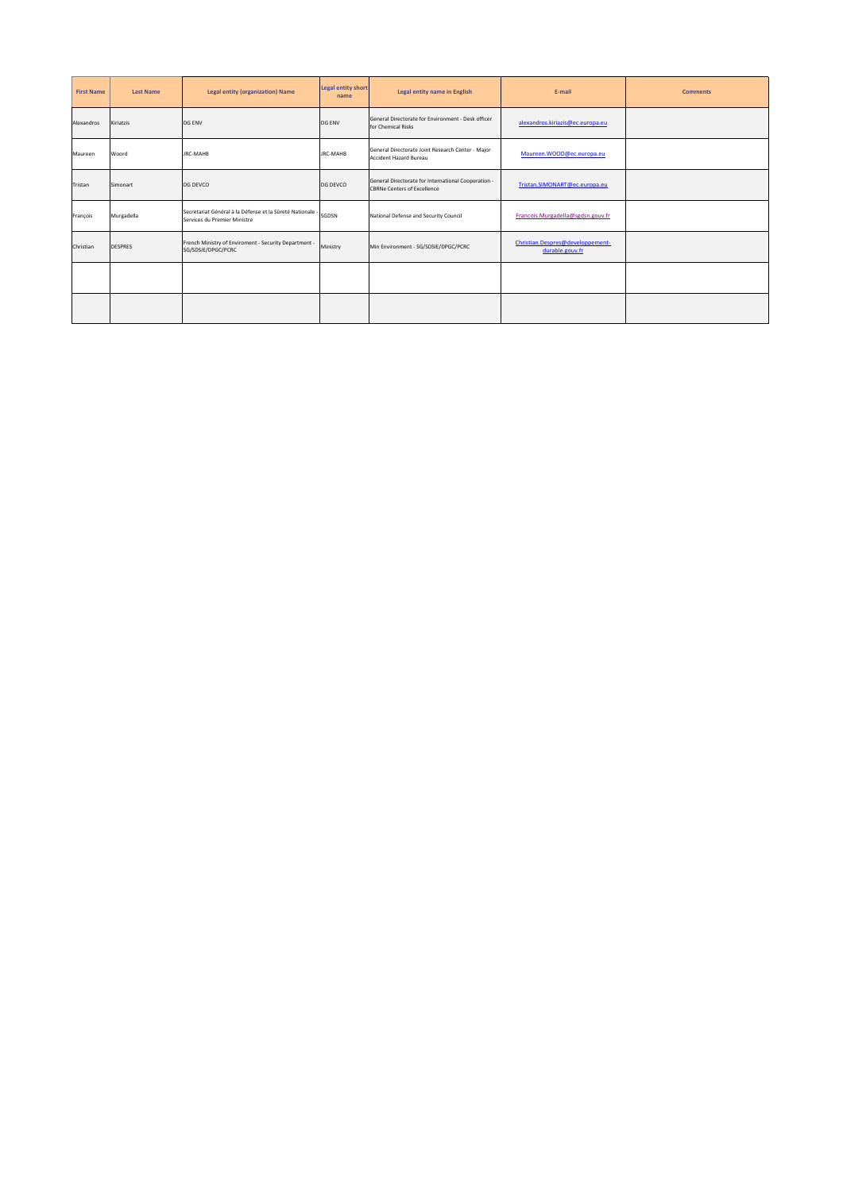| First Name | Last Name | Legal entity (organization) Name | Legal entity short name | Legal entity name in English | E-mail | Comments |
|---|---|---|---|---|---|---|
| Alexandros | Kiriatzis | DG ENV | DG ENV | General Directorate for Environment - Desk officer for Chemical Risks | alexandros.kiriazis@ec.europa.eu | |
| Maureen | Woord | JRC-MAHB | JRC-MAHB | General Directorate Joint Research Center - Major Accident Hazard Bureau | Maureen.WOOD@ec.europa.eu | |
| Tristan | Simonart | DG DEVCO | DG DEVCO | General Directorate for International Cooperation - CBRNe Centers of Excellence | Tristan.SIMONART@ec.europa.eu | |
| François | Murgadella | Secretariat Général à la Défense et la Sûreté Nationale - Services du Premier Ministre | SGDSN | National Defense and Security Council | Francois.Murgadella@sgdsn.gouv.fr | |
| Christian | DESPRES | French Ministry of Enviroment - Security Department - SG/SDSIE/DPGC/PCRC | Ministry | Min Environment - SG/SDSIE/DPGC/PCRC | Christian.Despres@developpement-durable.gouv.fr | |
| | | | | | | |
| | | | | | | |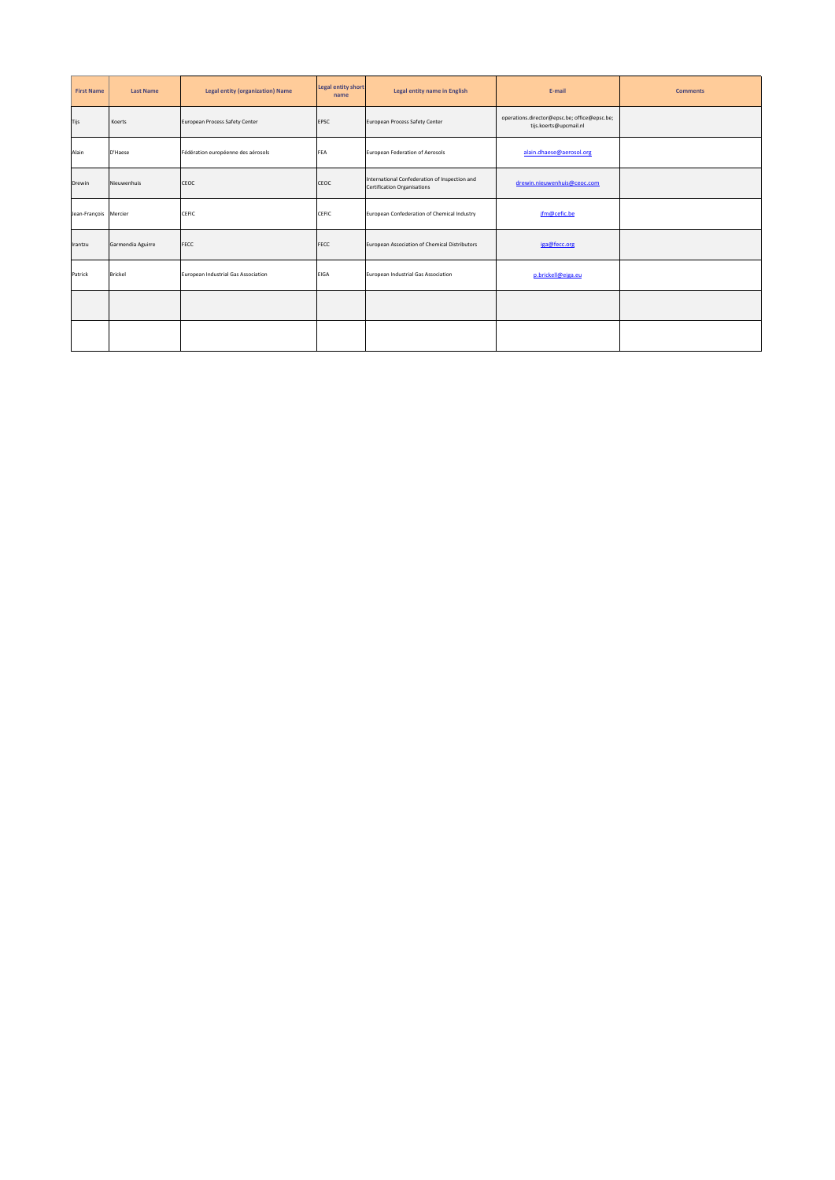| First Name | Last Name | Legal entity (organization) Name | Legal entity short name | Legal entity name in English | E-mail | Comments |
|---|---|---|---|---|---|---|
| Tijs | Koerts | European Process Safety Center | EPSC | European Process Safety Center | operations.director@epsc.be; office@epsc.be; tijs.koerts@upcmail.nl | |
| Alain | D'Haese | Fédération européenne des aérosols | FEA | European Federation of Aerosols | alain.dhaese@aerosol.org | |
| Drewin | Nieuwenhuis | CEOC | CEOC | International Confederation of Inspection and Certification Organisations | drewin.nieuwenhuis@ceoc.com | |
| Jean-François | Mercier | CEFIC | CEFIC | European Confederation of Chemical Industry | jfm@cefic.be | |
| Irantzu | Garmendia Aguirre | FECC | FECC | European Association of Chemical Distributors | iga@fecc.org | |
| Patrick | Brickel | European Industrial Gas Association | EIGA | European Industrial Gas Association | p.brickell@eiga.eu | |
| | | | | | | |
| | | | | | | |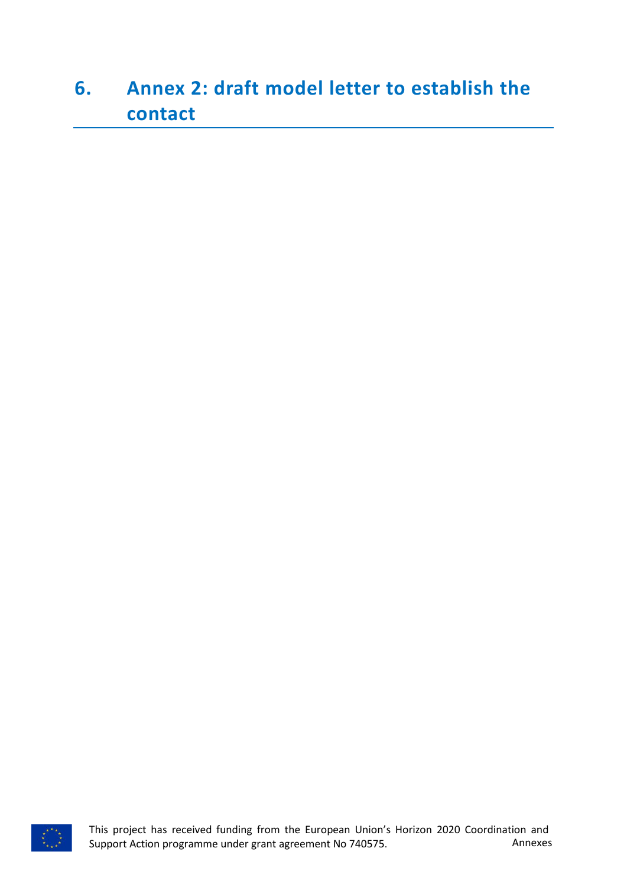# 6. Annex 2: draft model letter to establish the contact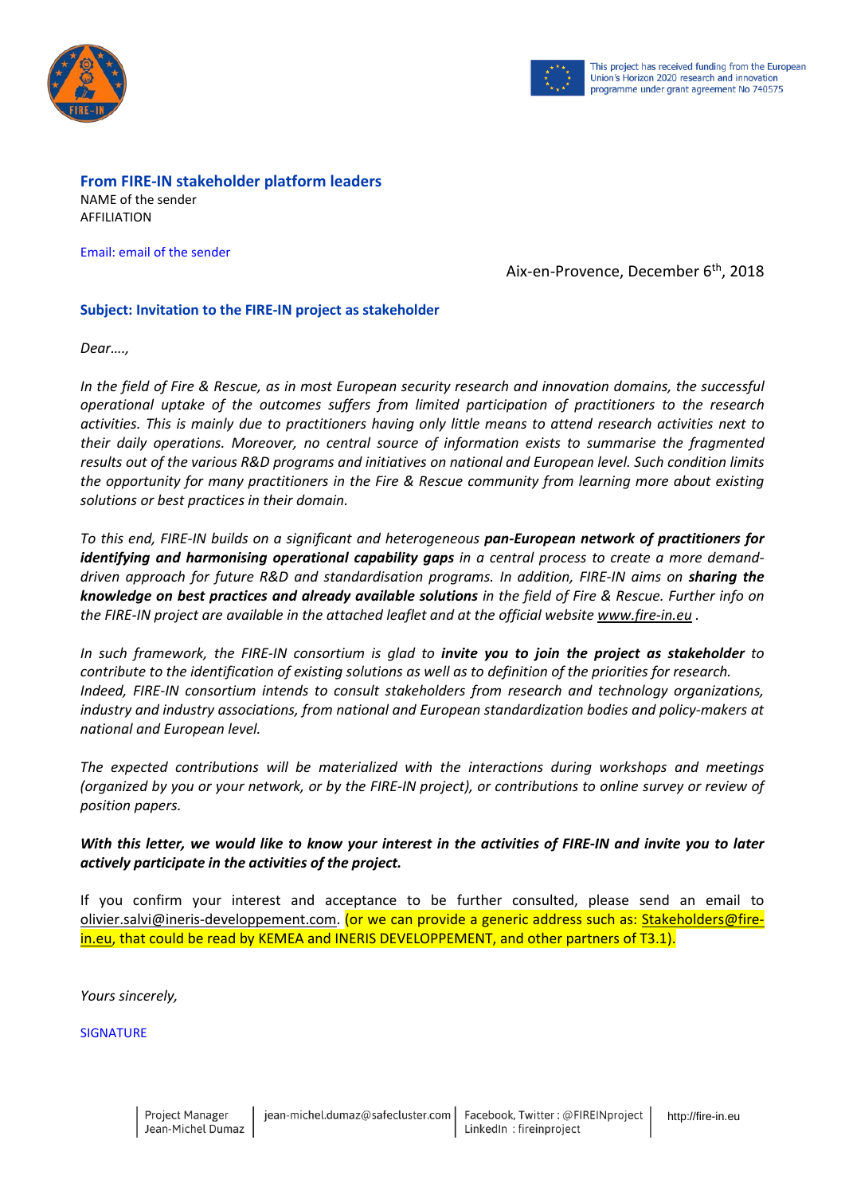This project has received funding from the European Union's Horizon 2020 research and innovation programme under grant agreement No 740575

**From FIRE-IN stakeholder platform leaders**
NAME of the sender
AFFILIATION

Email: email of the sender

Aix-en-Provence, December 6th, 2018

**Subject: Invitation to the FIRE-IN project as stakeholder**

*Dear….,*

*In the field of Fire & Rescue, as in most European security research and innovation domains, the successful operational uptake of the outcomes suffers from limited participation of practitioners to the research activities. This is mainly due to practitioners having only little means to attend research activities next to their daily operations. Moreover, no central source of information exists to summarise the fragmented results out of the various R&D programs and initiatives on national and European level. Such condition limits the opportunity for many practitioners in the Fire & Rescue community from learning more about existing solutions or best practices in their domain.*

*To this end, FIRE-IN builds on a significant and heterogeneous* ***pan-European network of practitioners for identifying and harmonising operational capability gaps*** *in a central process to create a more demand-driven approach for future R&D and standardisation programs. In addition, FIRE-IN aims on* ***sharing the knowledge on best practices and already available solutions*** *in the field of Fire & Rescue. Further info on the FIRE-IN project are available in the attached leaflet and at the official website www.fire-in.eu .*

*In such framework, the FIRE-IN consortium is glad to* ***invite you to join the project as stakeholder*** *to contribute to the identification of existing solutions as well as to definition of the priorities for research. Indeed, FIRE-IN consortium intends to consult stakeholders from research and technology organizations, industry and industry associations, from national and European standardization bodies and policy-makers at national and European level.*

*The expected contributions will be materialized with the interactions during workshops and meetings (organized by you or your network, or by the FIRE-IN project), or contributions to online survey or review of position papers.*

***With this letter, we would like to know your interest in the activities of FIRE-IN and invite you to later actively participate in the activities of the project.***

If you confirm your interest and acceptance to be further consulted, please send an email to olivier.salvi@ineris-developpement.com. (or we can provide a generic address such as: Stakeholders@fire-in.eu, that could be read by KEMEA and INERIS DEVELOPPEMENT, and other partners of T3.1).

*Yours sincerely,*

SIGNATURE

Project Manager Jean-Michel Dumaz | jean-michel.dumaz@safecluster.com | Facebook, Twitter : @FIREINproject LinkedIn : fireinproject | http://fire-in.eu